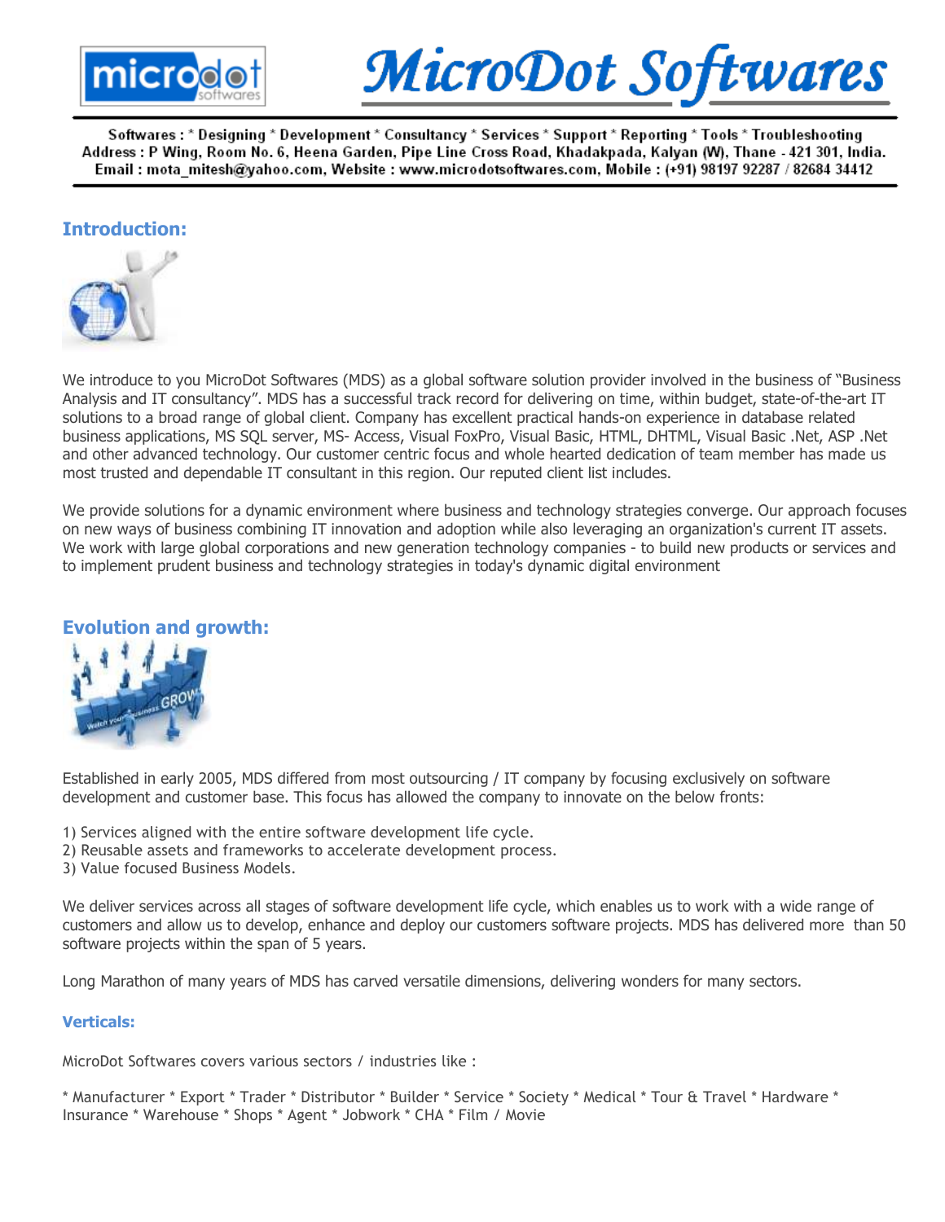# MicroDot Softwares

Softwares : * Designing * Development * Consultancy * Services * Support * Reporting * Tools * Troubleshooting
Address : P Wing, Room No. 6, Heena Garden, Pipe Line Cross Road, Khadakpada, Kalyan (W), Thane - 421 301, India.
Email : mota_mitesh@yahoo.com, Website : www.microdotsoftwares.com, Mobile : (+91) 98197 92287 / 82684 34412

## Introduction:

We introduce to you MicroDot Softwares (MDS) as a global software solution provider involved in the business of "Business Analysis and IT consultancy". MDS has a successful track record for delivering on time, within budget, state-of-the-art IT solutions to a broad range of global client. Company has excellent practical hands-on experience in database related business applications, MS SQL server, MS- Access, Visual FoxPro, Visual Basic, HTML, DHTML, Visual Basic .Net, ASP .Net and other advanced technology. Our customer centric focus and whole hearted dedication of team member has made us most trusted and dependable IT consultant in this region. Our reputed client list includes.

We provide solutions for a dynamic environment where business and technology strategies converge. Our approach focuses on new ways of business combining IT innovation and adoption while also leveraging an organization's current IT assets. We work with large global corporations and new generation technology companies - to build new products or services and to implement prudent business and technology strategies in today's dynamic digital environment

## Evolution and growth:

Established in early 2005, MDS differed from most outsourcing / IT company by focusing exclusively on software development and customer base. This focus has allowed the company to innovate on the below fronts:

1) Services aligned with the entire software development life cycle.
2) Reusable assets and frameworks to accelerate development process.
3) Value focused Business Models.

We deliver services across all stages of software development life cycle, which enables us to work with a wide range of customers and allow us to develop, enhance and deploy our customers software projects. MDS has delivered more than 50 software projects within the span of 5 years.

Long Marathon of many years of MDS has carved versatile dimensions, delivering wonders for many sectors.

### Verticals:

MicroDot Softwares covers various sectors / industries like :

* Manufacturer * Export * Trader * Distributor * Builder * Service * Society * Medical * Tour & Travel * Hardware * Insurance * Warehouse * Shops * Agent * Jobwork * CHA * Film / Movie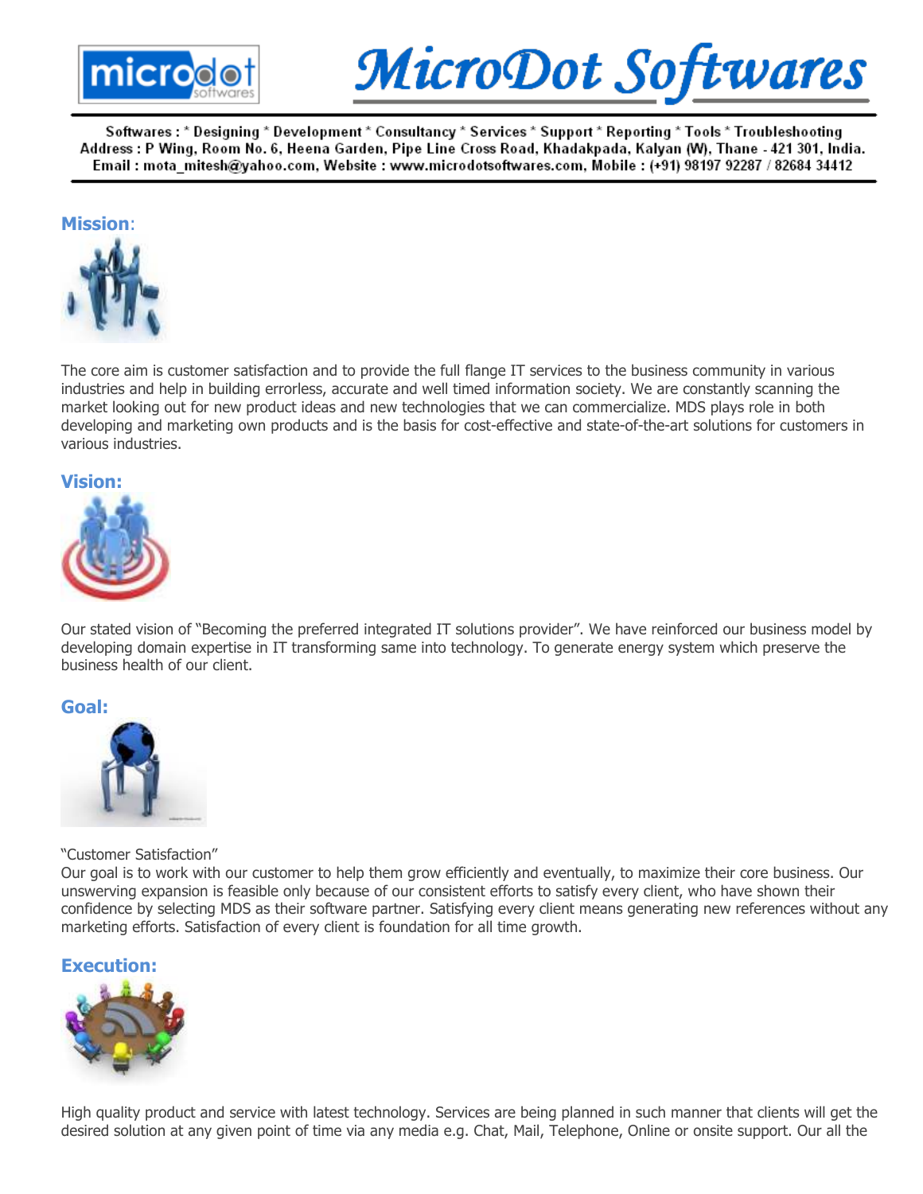# MicroDot Softwares

Softwares : * Designing * Development * Consultancy * Services * Support * Reporting * Tools * Troubleshooting
Address : P Wing, Room No. 6, Heena Garden, Pipe Line Cross Road, Khadakpada, Kalyan (W), Thane - 421 301, India.
Email : mota_mitesh@yahoo.com, Website : www.microdotsoftwares.com, Mobile : (+91) 98197 92287 / 82684 34412

## Mission:

The core aim is customer satisfaction and to provide the full flange IT services to the business community in various industries and help in building errorless, accurate and well timed information society. We are constantly scanning the market looking out for new product ideas and new technologies that we can commercialize. MDS plays role in both developing and marketing own products and is the basis for cost-effective and state-of-the-art solutions for customers in various industries.

## Vision:

Our stated vision of "Becoming the preferred integrated IT solutions provider". We have reinforced our business model by developing domain expertise in IT transforming same into technology. To generate energy system which preserve the business health of our client.

## Goal:

"Customer Satisfaction"
Our goal is to work with our customer to help them grow efficiently and eventually, to maximize their core business. Our unswerving expansion is feasible only because of our consistent efforts to satisfy every client, who have shown their confidence by selecting MDS as their software partner. Satisfying every client means generating new references without any marketing efforts. Satisfaction of every client is foundation for all time growth.

## Execution:

High quality product and service with latest technology. Services are being planned in such manner that clients will get the desired solution at any given point of time via any media e.g. Chat, Mail, Telephone, Online or onsite support. Our all the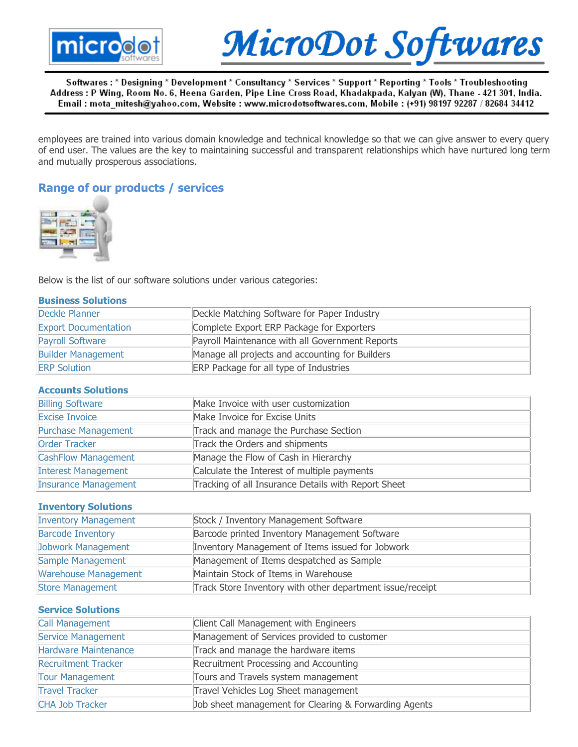employees are trained into various domain knowledge and technical knowledge so that we can give answer to every query of end user. The values are the key to maintaining successful and transparent relationships which have nurtured long term and mutually prosperous associations.

## Range of our products / services

Below is the list of our software solutions under various categories:

### Business Solutions

| | |
|---|---|
| Deckle Planner | Deckle Matching Software for Paper Industry |
| Export Documentation | Complete Export ERP Package for Exporters |
| Payroll Software | Payroll Maintenance with all Government Reports |
| Builder Management | Manage all projects and accounting for Builders |
| ERP Solution | ERP Package for all type of Industries |

### Accounts Solutions

| | |
|---|---|
| Billing Software | Make Invoice with user customization |
| Excise Invoice | Make Invoice for Excise Units |
| Purchase Management | Track and manage the Purchase Section |
| Order Tracker | Track the Orders and shipments |
| CashFlow Management | Manage the Flow of Cash in Hierarchy |
| Interest Management | Calculate the Interest of multiple payments |
| Insurance Management | Tracking of all Insurance Details with Report Sheet |

### Inventory Solutions

| | |
|---|---|
| Inventory Management | Stock / Inventory Management Software |
| Barcode Inventory | Barcode printed Inventory Management Software |
| Jobwork Management | Inventory Management of Items issued for Jobwork |
| Sample Management | Management of Items despatched as Sample |
| Warehouse Management | Maintain Stock of Items in Warehouse |
| Store Management | Track Store Inventory with other department issue/receipt |

### Service Solutions

| | |
|---|---|
| Call Management | Client Call Management with Engineers |
| Service Management | Management of Services provided to customer |
| Hardware Maintenance | Track and manage the hardware items |
| Recruitment Tracker | Recruitment Processing and Accounting |
| Tour Management | Tours and Travels system management |
| Travel Tracker | Travel Vehicles Log Sheet management |
| CHA Job Tracker | Job sheet management for Clearing & Forwarding Agents |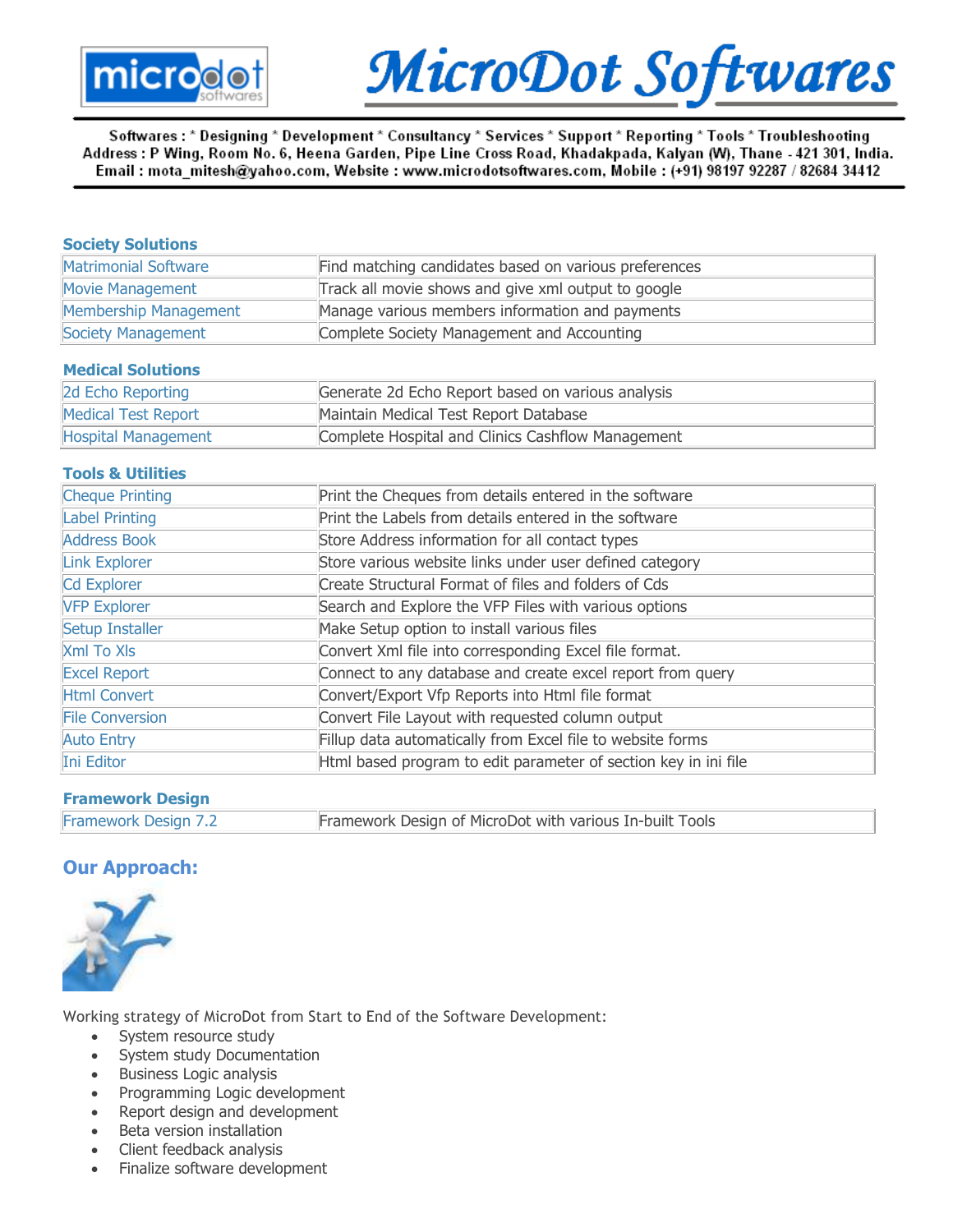# MicroDot Softwares

Softwares : * Designing * Development * Consultancy * Services * Support * Reporting * Tools * Troubleshooting
Address : P Wing, Room No. 6, Heena Garden, Pipe Line Cross Road, Khadakpada, Kalyan (W), Thane - 421 301, India.
Email : mota_mitesh@yahoo.com, Website : www.microdotsoftwares.com, Mobile : (+91) 98197 92287 / 82684 34412

### Society Solutions

| | |
|---|---|
| Matrimonial Software | Find matching candidates based on various preferences |
| Movie Management | Track all movie shows and give xml output to google |
| Membership Management | Manage various members information and payments |
| Society Management | Complete Society Management and Accounting |

### Medical Solutions

| | |
|---|---|
| 2d Echo Reporting | Generate 2d Echo Report based on various analysis |
| Medical Test Report | Maintain Medical Test Report Database |
| Hospital Management | Complete Hospital and Clinics Cashflow Management |

### Tools & Utilities

| | |
|---|---|
| Cheque Printing | Print the Cheques from details entered in the software |
| Label Printing | Print the Labels from details entered in the software |
| Address Book | Store Address information for all contact types |
| Link Explorer | Store various website links under user defined category |
| Cd Explorer | Create Structural Format of files and folders of Cds |
| VFP Explorer | Search and Explore the VFP Files with various options |
| Setup Installer | Make Setup option to install various files |
| Xml To Xls | Convert Xml file into corresponding Excel file format. |
| Excel Report | Connect to any database and create excel report from query |
| Html Convert | Convert/Export Vfp Reports into Html file format |
| File Conversion | Convert File Layout with requested column output |
| Auto Entry | Fillup data automatically from Excel file to website forms |
| Ini Editor | Html based program to edit parameter of section key in ini file |

### Framework Design

| | |
|---|---|
| Framework Design 7.2 | Framework Design of MicroDot with various In-built Tools |

## Our Approach:

Working strategy of MicroDot from Start to End of the Software Development:

- System resource study
- System study Documentation
- Business Logic analysis
- Programming Logic development
- Report design and development
- Beta version installation
- Client feedback analysis
- Finalize software development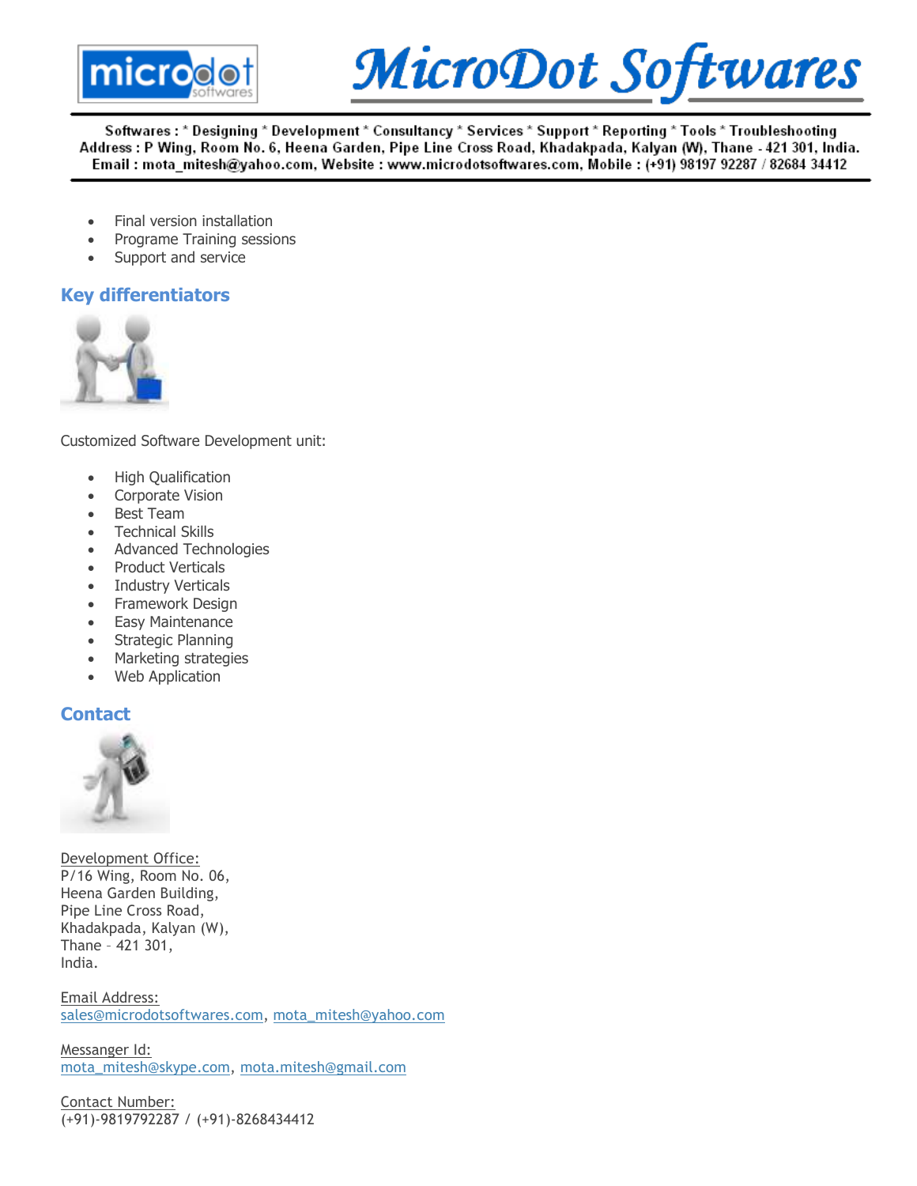- Final version installation
- Programe Training sessions
- Support and service

## Key differentiators

Customized Software Development unit:

- High Qualification
- Corporate Vision
- Best Team
- Technical Skills
- Advanced Technologies
- Product Verticals
- Industry Verticals
- Framework Design
- Easy Maintenance
- Strategic Planning
- Marketing strategies
- Web Application

## Contact

Development Office:
P/16 Wing, Room No. 06,
Heena Garden Building,
Pipe Line Cross Road,
Khadakpada, Kalyan (W),
Thane – 421 301,
India.

Email Address:
sales@microdotsoftwares.com, mota_mitesh@yahoo.com

Messanger Id:
mota_mitesh@skype.com, mota.mitesh@gmail.com

Contact Number:
(+91)-9819792287 / (+91)-8268434412